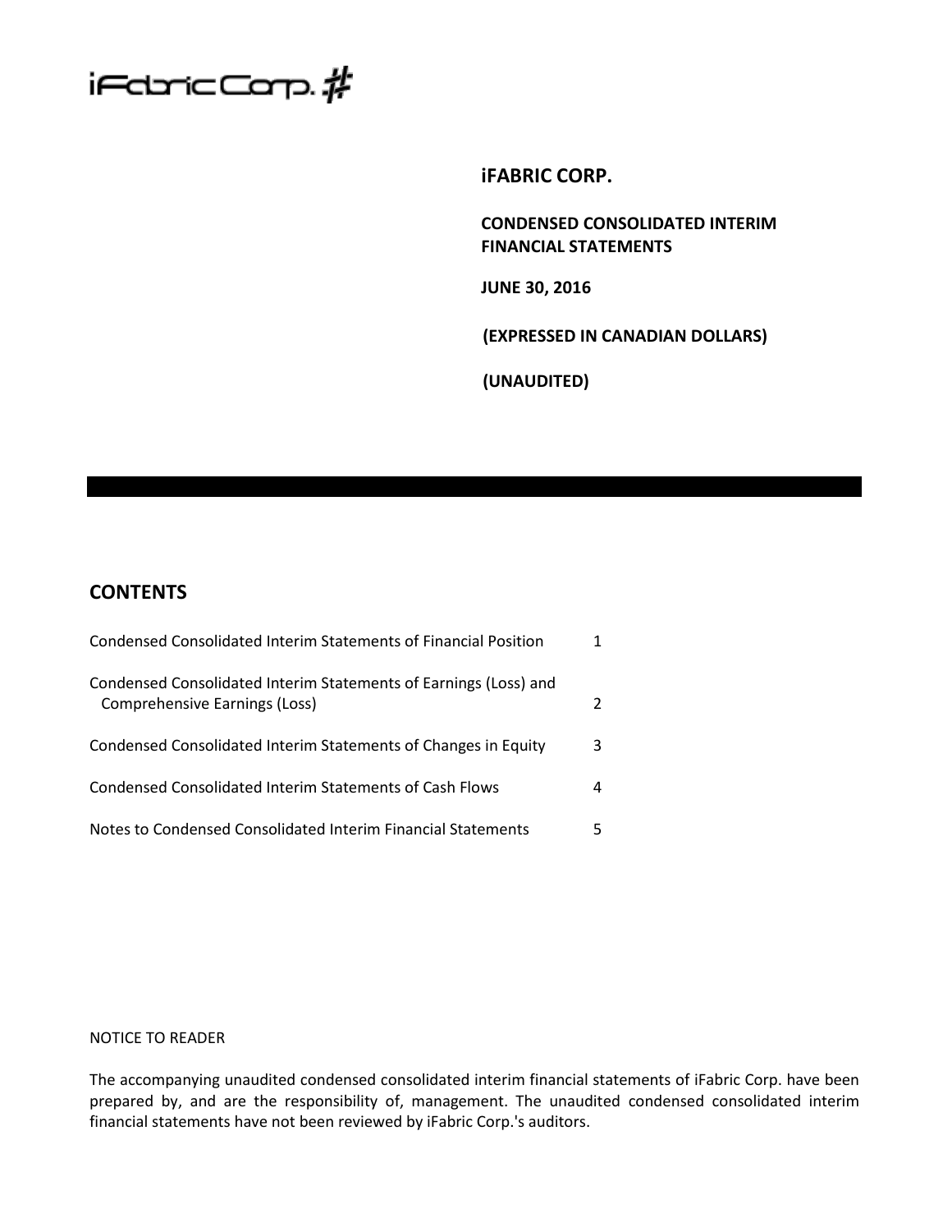iFabric Corp. #

# iFABRIC CORP.

**CONDENSED CONSOLIDATED INTERIM FINANCIAL STATEMENTS**

**JUNE 30, 2016**

**(EXPRESSED IN CANADIAN DOLLARS)**

**(UNAUDITED)**

## CONTENTS

| | |
|---|---|
| Condensed Consolidated Interim Statements of Financial Position | 1 |
| Condensed Consolidated Interim Statements of Earnings (Loss) and Comprehensive Earnings (Loss) | 2 |
| Condensed Consolidated Interim Statements of Changes in Equity | 3 |
| Condensed Consolidated Interim Statements of Cash Flows | 4 |
| Notes to Condensed Consolidated Interim Financial Statements | 5 |

NOTICE TO READER

The accompanying unaudited condensed consolidated interim financial statements of iFabric Corp. have been prepared by, and are the responsibility of, management. The unaudited condensed consolidated interim financial statements have not been reviewed by iFabric Corp.'s auditors.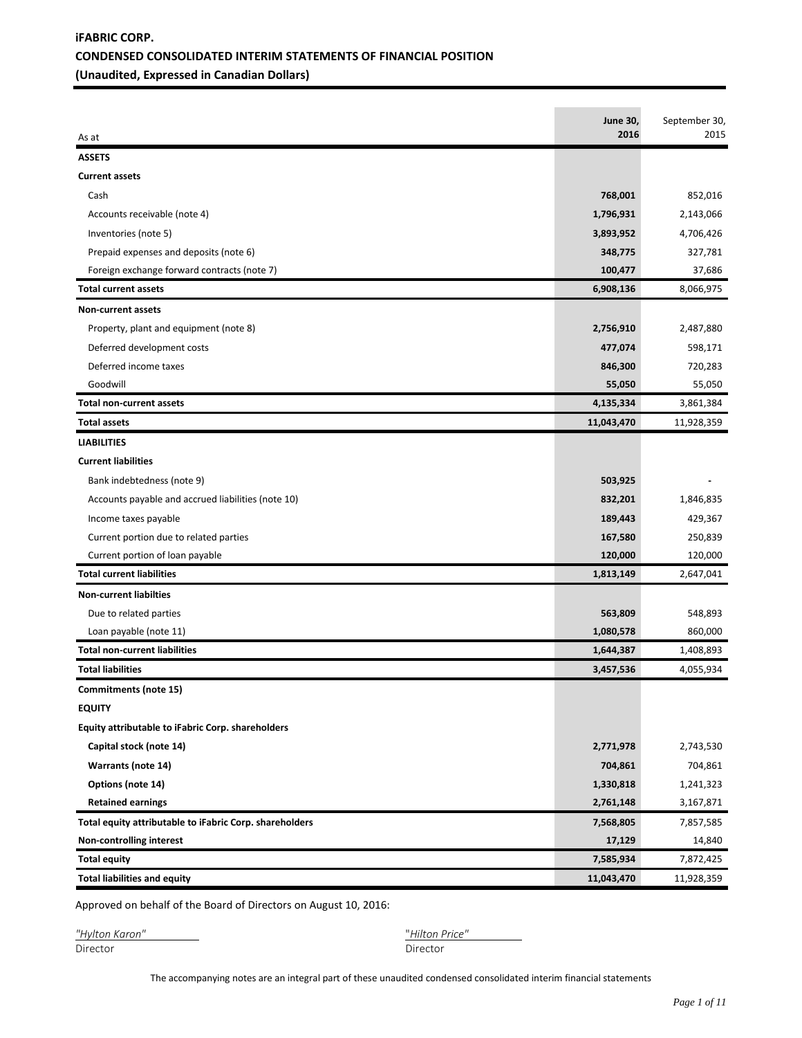**iFABRIC CORP.**
**CONDENSED CONSOLIDATED INTERIM STATEMENTS OF FINANCIAL POSITION**
**(Unaudited, Expressed in Canadian Dollars)**

| As at | June 30, 2016 | September 30, 2015 |
|---|---|---|
| **ASSETS** | | |
| **Current assets** | | |
| Cash | **768,001** | 852,016 |
| Accounts receivable (note 4) | **1,796,931** | 2,143,066 |
| Inventories (note 5) | **3,893,952** | 4,706,426 |
| Prepaid expenses and deposits (note 6) | **348,775** | 327,781 |
| Foreign exchange forward contracts (note 7) | **100,477** | 37,686 |
| **Total current assets** | **6,908,136** | 8,066,975 |
| **Non-current assets** | | |
| Property, plant and equipment (note 8) | **2,756,910** | 2,487,880 |
| Deferred development costs | **477,074** | 598,171 |
| Deferred income taxes | **846,300** | 720,283 |
| Goodwill | **55,050** | 55,050 |
| **Total non-current assets** | **4,135,334** | 3,861,384 |
| **Total assets** | **11,043,470** | 11,928,359 |
| **LIABILITIES** | | |
| **Current liabilities** | | |
| Bank indebtedness (note 9) | **503,925** | - |
| Accounts payable and accrued liabilities (note 10) | **832,201** | 1,846,835 |
| Income taxes payable | **189,443** | 429,367 |
| Current portion due to related parties | **167,580** | 250,839 |
| Current portion of loan payable | **120,000** | 120,000 |
| **Total current liabilities** | **1,813,149** | 2,647,041 |
| **Non-current liabilties** | | |
| Due to related parties | **563,809** | 548,893 |
| Loan payable (note 11) | **1,080,578** | 860,000 |
| **Total non-current liabilities** | **1,644,387** | 1,408,893 |
| **Total liabilities** | **3,457,536** | 4,055,934 |
| **Commitments (note 15)** | | |
| **EQUITY** | | |
| **Equity attributable to iFabric Corp. shareholders** | | |
| **Capital stock (note 14)** | **2,771,978** | 2,743,530 |
| **Warrants (note 14)** | **704,861** | 704,861 |
| **Options (note 14)** | **1,330,818** | 1,241,323 |
| **Retained earnings** | **2,761,148** | 3,167,871 |
| **Total equity attributable to iFabric Corp. shareholders** | **7,568,805** | 7,857,585 |
| **Non-controlling interest** | **17,129** | 14,840 |
| **Total equity** | **7,585,934** | 7,872,425 |
| **Total liabilities and equity** | **11,043,470** | 11,928,359 |

Approved on behalf of the Board of Directors on August 10, 2016:

*"Hylton Karon"*
Director

*"Hilton Price"*
Director

The accompanying notes are an integral part of these unaudited condensed consolidated interim financial statements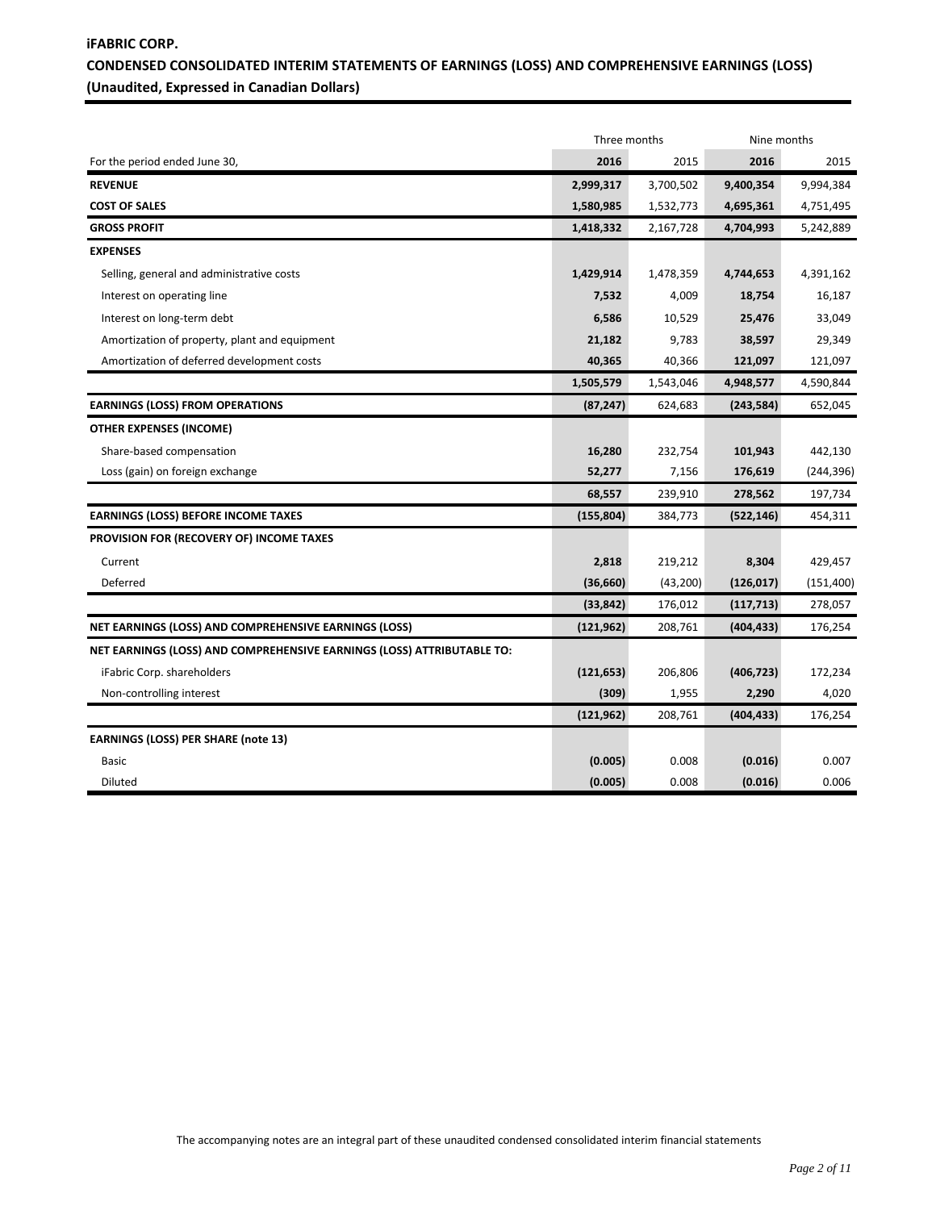**iFABRIC CORP.**

**CONDENSED CONSOLIDATED INTERIM STATEMENTS OF EARNINGS (LOSS) AND COMPREHENSIVE EARNINGS (LOSS)**

**(Unaudited, Expressed in Canadian Dollars)**

| | Three months | | Nine months | |
|---|---|---|---|---|
| For the period ended June 30, | **2016** | 2015 | **2016** | 2015 |
| **REVENUE** | **2,999,317** | 3,700,502 | **9,400,354** | 9,994,384 |
| **COST OF SALES** | **1,580,985** | 1,532,773 | **4,695,361** | 4,751,495 |
| **GROSS PROFIT** | **1,418,332** | 2,167,728 | **4,704,993** | 5,242,889 |
| **EXPENSES** | | | | |
| Selling, general and administrative costs | **1,429,914** | 1,478,359 | **4,744,653** | 4,391,162 |
| Interest on operating line | **7,532** | 4,009 | **18,754** | 16,187 |
| Interest on long-term debt | **6,586** | 10,529 | **25,476** | 33,049 |
| Amortization of property, plant and equipment | **21,182** | 9,783 | **38,597** | 29,349 |
| Amortization of deferred development costs | **40,365** | 40,366 | **121,097** | 121,097 |
| | **1,505,579** | 1,543,046 | **4,948,577** | 4,590,844 |
| **EARNINGS (LOSS) FROM OPERATIONS** | **(87,247)** | 624,683 | **(243,584)** | 652,045 |
| **OTHER EXPENSES (INCOME)** | | | | |
| Share-based compensation | **16,280** | 232,754 | **101,943** | 442,130 |
| Loss (gain) on foreign exchange | **52,277** | 7,156 | **176,619** | (244,396) |
| | **68,557** | 239,910 | **278,562** | 197,734 |
| **EARNINGS (LOSS) BEFORE INCOME TAXES** | **(155,804)** | 384,773 | **(522,146)** | 454,311 |
| **PROVISION FOR (RECOVERY OF) INCOME TAXES** | | | | |
| Current | **2,818** | 219,212 | **8,304** | 429,457 |
| Deferred | **(36,660)** | (43,200) | **(126,017)** | (151,400) |
| | **(33,842)** | 176,012 | **(117,713)** | 278,057 |
| **NET EARNINGS (LOSS) AND COMPREHENSIVE EARNINGS (LOSS)** | **(121,962)** | 208,761 | **(404,433)** | 176,254 |
| **NET EARNINGS (LOSS) AND COMPREHENSIVE EARNINGS (LOSS) ATTRIBUTABLE TO:** | | | | |
| iFabric Corp. shareholders | **(121,653)** | 206,806 | **(406,723)** | 172,234 |
| Non-controlling interest | **(309)** | 1,955 | **2,290** | 4,020 |
| | **(121,962)** | 208,761 | **(404,433)** | 176,254 |
| **EARNINGS (LOSS) PER SHARE (note 13)** | | | | |
| Basic | **(0.005)** | 0.008 | **(0.016)** | 0.007 |
| Diluted | **(0.005)** | 0.008 | **(0.016)** | 0.006 |

The accompanying notes are an integral part of these unaudited condensed consolidated interim financial statements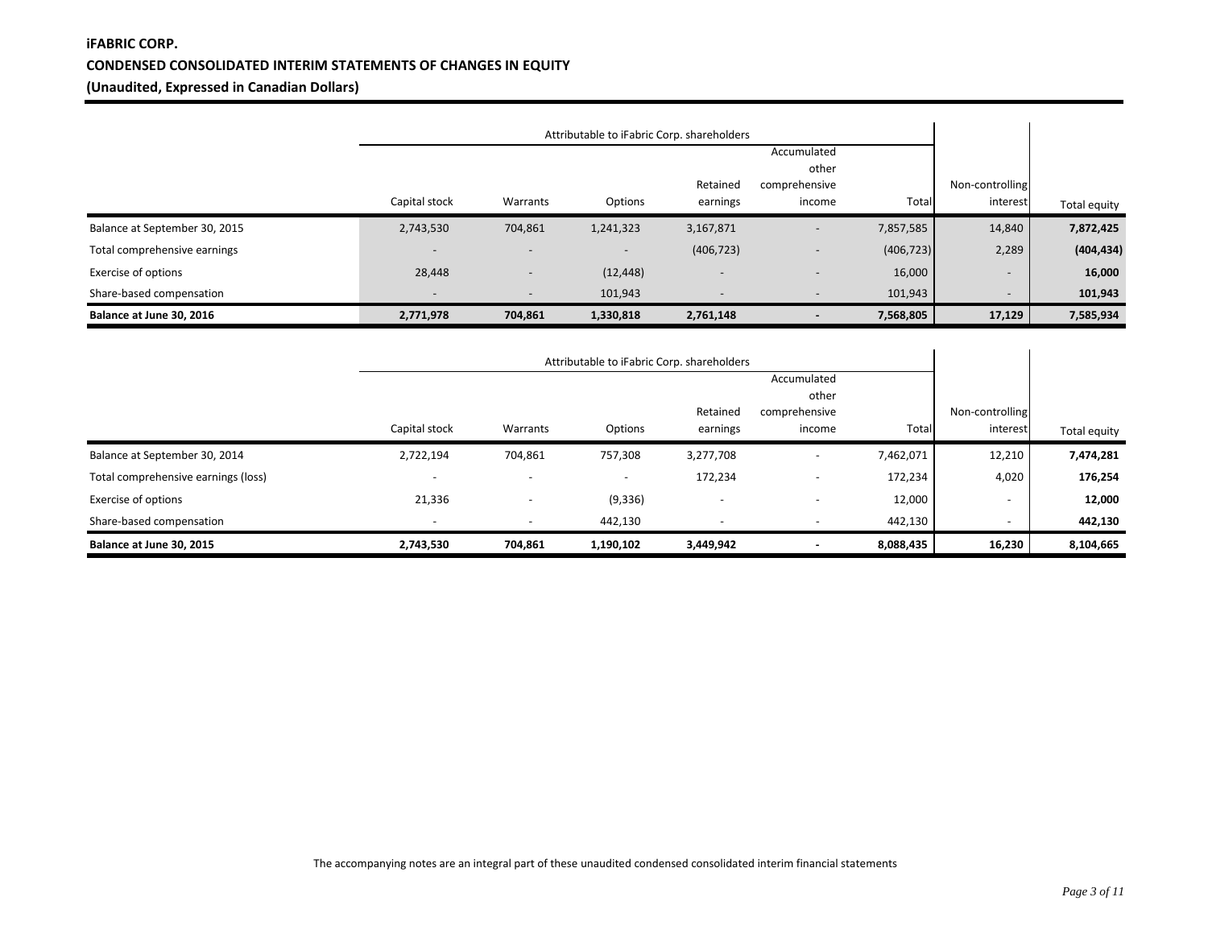**iFABRIC CORP.**

**CONDENSED CONSOLIDATED INTERIM STATEMENTS OF CHANGES IN EQUITY**

**(Unaudited, Expressed in Canadian Dollars)**

| | Attributable to iFabric Corp. shareholders | | | | | | | |
|---|---|---|---|---|---|---|---|---|
| | Capital stock | Warrants | Options | Retained earnings | Accumulated other comprehensive income | Total | Non-controlling interest | Total equity |
| Balance at September 30, 2015 | 2,743,530 | 704,861 | 1,241,323 | 3,167,871 | - | 7,857,585 | 14,840 | **7,872,425** |
| Total comprehensive earnings | - | - | - | (406,723) | - | (406,723) | 2,289 | **(404,434)** |
| Exercise of options | 28,448 | - | (12,448) | - | - | 16,000 | - | **16,000** |
| Share-based compensation | - | - | 101,943 | - | - | 101,943 | - | **101,943** |
| **Balance at June 30, 2016** | **2,771,978** | **704,861** | **1,330,818** | **2,761,148** | **-** | **7,568,805** | **17,129** | **7,585,934** |

| | Attributable to iFabric Corp. shareholders | | | | | | | |
|---|---|---|---|---|---|---|---|---|
| | Capital stock | Warrants | Options | Retained earnings | Accumulated other comprehensive income | Total | Non-controlling interest | Total equity |
| Balance at September 30, 2014 | 2,722,194 | 704,861 | 757,308 | 3,277,708 | - | 7,462,071 | 12,210 | **7,474,281** |
| Total comprehensive earnings (loss) | - | - | - | 172,234 | - | 172,234 | 4,020 | **176,254** |
| Exercise of options | 21,336 | - | (9,336) | - | - | 12,000 | - | **12,000** |
| Share-based compensation | - | - | 442,130 | - | - | 442,130 | - | **442,130** |
| **Balance at June 30, 2015** | **2,743,530** | **704,861** | **1,190,102** | **3,449,942** | **-** | **8,088,435** | **16,230** | **8,104,665** |

The accompanying notes are an integral part of these unaudited condensed consolidated interim financial statements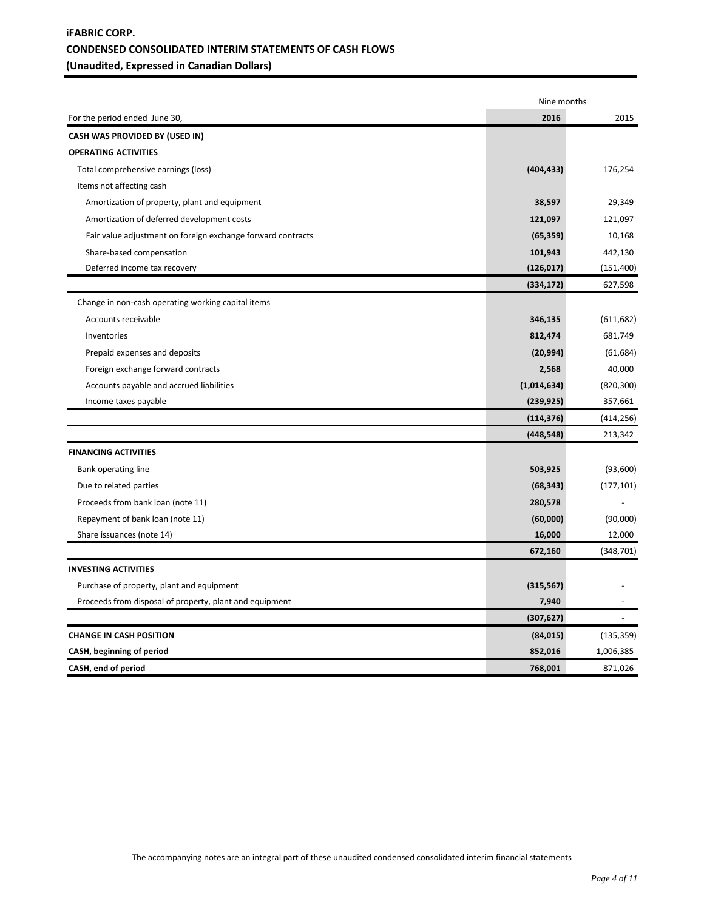**iFABRIC CORP.**
**CONDENSED CONSOLIDATED INTERIM STATEMENTS OF CASH FLOWS**
**(Unaudited, Expressed in Canadian Dollars)**

| | Nine months | |
|---|---|---|
| For the period ended June 30, | **2016** | 2015 |
| **CASH WAS PROVIDED BY (USED IN)** | | |
| **OPERATING ACTIVITIES** | | |
| Total comprehensive earnings (loss) | **(404,433)** | 176,254 |
| Items not affecting cash | | |
| Amortization of property, plant and equipment | **38,597** | 29,349 |
| Amortization of deferred development costs | **121,097** | 121,097 |
| Fair value adjustment on foreign exchange forward contracts | **(65,359)** | 10,168 |
| Share-based compensation | **101,943** | 442,130 |
| Deferred income tax recovery | **(126,017)** | (151,400) |
| | **(334,172)** | 627,598 |
| Change in non-cash operating working capital items | | |
| Accounts receivable | **346,135** | (611,682) |
| Inventories | **812,474** | 681,749 |
| Prepaid expenses and deposits | **(20,994)** | (61,684) |
| Foreign exchange forward contracts | **2,568** | 40,000 |
| Accounts payable and accrued liabilities | **(1,014,634)** | (820,300) |
| Income taxes payable | **(239,925)** | 357,661 |
| | **(114,376)** | (414,256) |
| | **(448,548)** | 213,342 |
| **FINANCING ACTIVITIES** | | |
| Bank operating line | **503,925** | (93,600) |
| Due to related parties | **(68,343)** | (177,101) |
| Proceeds from bank loan (note 11) | **280,578** | - |
| Repayment of bank loan (note 11) | **(60,000)** | (90,000) |
| Share issuances (note 14) | **16,000** | 12,000 |
| | **672,160** | (348,701) |
| **INVESTING ACTIVITIES** | | |
| Purchase of property, plant and equipment | **(315,567)** | - |
| Proceeds from disposal of property, plant and equipment | **7,940** | - |
| | **(307,627)** | - |
| **CHANGE IN CASH POSITION** | **(84,015)** | (135,359) |
| **CASH, beginning of period** | **852,016** | 1,006,385 |
| **CASH, end of period** | **768,001** | 871,026 |

The accompanying notes are an integral part of these unaudited condensed consolidated interim financial statements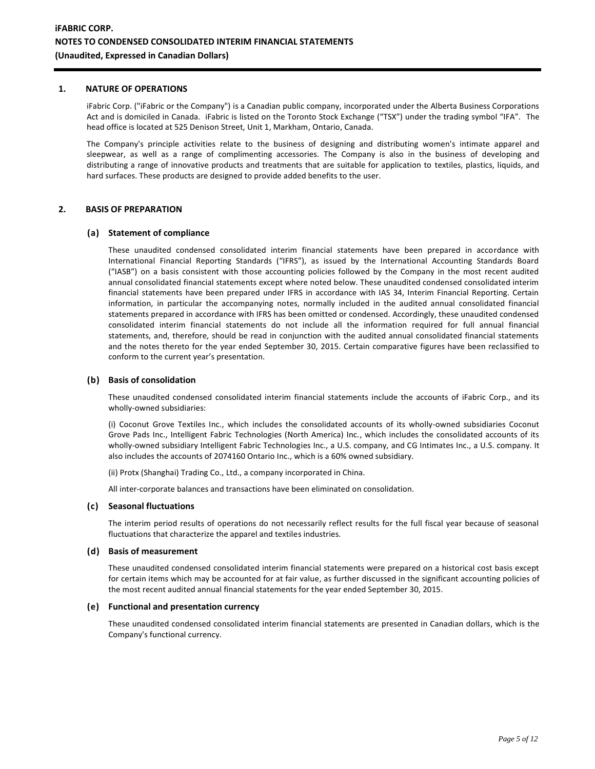## 1. NATURE OF OPERATIONS

iFabric Corp. ("iFabric or the Company") is a Canadian public company, incorporated under the Alberta Business Corporations Act and is domiciled in Canada. iFabric is listed on the Toronto Stock Exchange ("TSX") under the trading symbol "IFA". The head office is located at 525 Denison Street, Unit 1, Markham, Ontario, Canada.

The Company's principle activities relate to the business of designing and distributing women's intimate apparel and sleepwear, as well as a range of complimenting accessories. The Company is also in the business of developing and distributing a range of innovative products and treatments that are suitable for application to textiles, plastics, liquids, and hard surfaces. These products are designed to provide added benefits to the user.

## 2. BASIS OF PREPARATION

### (a) Statement of compliance

These unaudited condensed consolidated interim financial statements have been prepared in accordance with International Financial Reporting Standards ("IFRS"), as issued by the International Accounting Standards Board ("IASB") on a basis consistent with those accounting policies followed by the Company in the most recent audited annual consolidated financial statements except where noted below. These unaudited condensed consolidated interim financial statements have been prepared under IFRS in accordance with IAS 34, Interim Financial Reporting. Certain information, in particular the accompanying notes, normally included in the audited annual consolidated financial statements prepared in accordance with IFRS has been omitted or condensed. Accordingly, these unaudited condensed consolidated interim financial statements do not include all the information required for full annual financial statements, and, therefore, should be read in conjunction with the audited annual consolidated financial statements and the notes thereto for the year ended September 30, 2015. Certain comparative figures have been reclassified to conform to the current year's presentation.

### (b) Basis of consolidation

These unaudited condensed consolidated interim financial statements include the accounts of iFabric Corp., and its wholly-owned subsidiaries:

(i) Coconut Grove Textiles Inc., which includes the consolidated accounts of its wholly-owned subsidiaries Coconut Grove Pads Inc., Intelligent Fabric Technologies (North America) Inc., which includes the consolidated accounts of its wholly-owned subsidiary Intelligent Fabric Technologies Inc., a U.S. company, and CG Intimates Inc., a U.S. company. It also includes the accounts of 2074160 Ontario Inc., which is a 60% owned subsidiary.

(ii) Protx (Shanghai) Trading Co., Ltd., a company incorporated in China.

All inter-corporate balances and transactions have been eliminated on consolidation.

### (c) Seasonal fluctuations

The interim period results of operations do not necessarily reflect results for the full fiscal year because of seasonal fluctuations that characterize the apparel and textiles industries.

### (d) Basis of measurement

These unaudited condensed consolidated interim financial statements were prepared on a historical cost basis except for certain items which may be accounted for at fair value, as further discussed in the significant accounting policies of the most recent audited annual financial statements for the year ended September 30, 2015.

### (e) Functional and presentation currency

These unaudited condensed consolidated interim financial statements are presented in Canadian dollars, which is the Company's functional currency.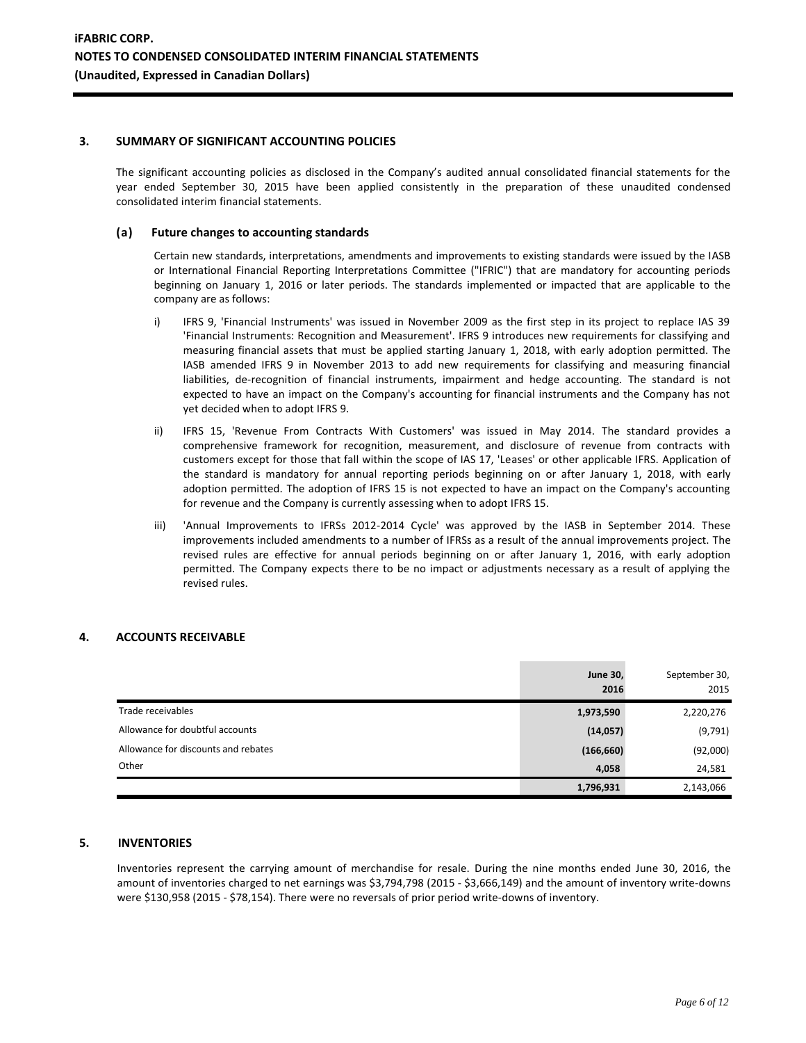### 3. SUMMARY OF SIGNIFICANT ACCOUNTING POLICIES

The significant accounting policies as disclosed in the Company's audited annual consolidated financial statements for the year ended September 30, 2015 have been applied consistently in the preparation of these unaudited condensed consolidated interim financial statements.

#### (a) Future changes to accounting standards

Certain new standards, interpretations, amendments and improvements to existing standards were issued by the IASB or International Financial Reporting Interpretations Committee ("IFRIC") that are mandatory for accounting periods beginning on January 1, 2016 or later periods. The standards implemented or impacted that are applicable to the company are as follows:

i) IFRS 9, 'Financial Instruments' was issued in November 2009 as the first step in its project to replace IAS 39 'Financial Instruments: Recognition and Measurement'. IFRS 9 introduces new requirements for classifying and measuring financial assets that must be applied starting January 1, 2018, with early adoption permitted. The IASB amended IFRS 9 in November 2013 to add new requirements for classifying and measuring financial liabilities, de-recognition of financial instruments, impairment and hedge accounting. The standard is not expected to have an impact on the Company's accounting for financial instruments and the Company has not yet decided when to adopt IFRS 9.

ii) IFRS 15, 'Revenue From Contracts With Customers' was issued in May 2014. The standard provides a comprehensive framework for recognition, measurement, and disclosure of revenue from contracts with customers except for those that fall within the scope of IAS 17, 'Leases' or other applicable IFRS. Application of the standard is mandatory for annual reporting periods beginning on or after January 1, 2018, with early adoption permitted. The adoption of IFRS 15 is not expected to have an impact on the Company's accounting for revenue and the Company is currently assessing when to adopt IFRS 15.

iii) 'Annual Improvements to IFRSs 2012-2014 Cycle' was approved by the IASB in September 2014. These improvements included amendments to a number of IFRSs as a result of the annual improvements project. The revised rules are effective for annual periods beginning on or after January 1, 2016, with early adoption permitted. The Company expects there to be no impact or adjustments necessary as a result of applying the revised rules.

### 4. ACCOUNTS RECEIVABLE

| | **June 30, 2016** | September 30, 2015 |
|---|---|---|
| Trade receivables | **1,973,590** | 2,220,276 |
| Allowance for doubtful accounts | **(14,057)** | (9,791) |
| Allowance for discounts and rebates | **(166,660)** | (92,000) |
| Other | **4,058** | 24,581 |
| | **1,796,931** | 2,143,066 |

### 5. INVENTORIES

Inventories represent the carrying amount of merchandise for resale. During the nine months ended June 30, 2016, the amount of inventories charged to net earnings was $3,794,798 (2015 - $3,666,149) and the amount of inventory write-downs were $130,958 (2015 - $78,154). There were no reversals of prior period write-downs of inventory.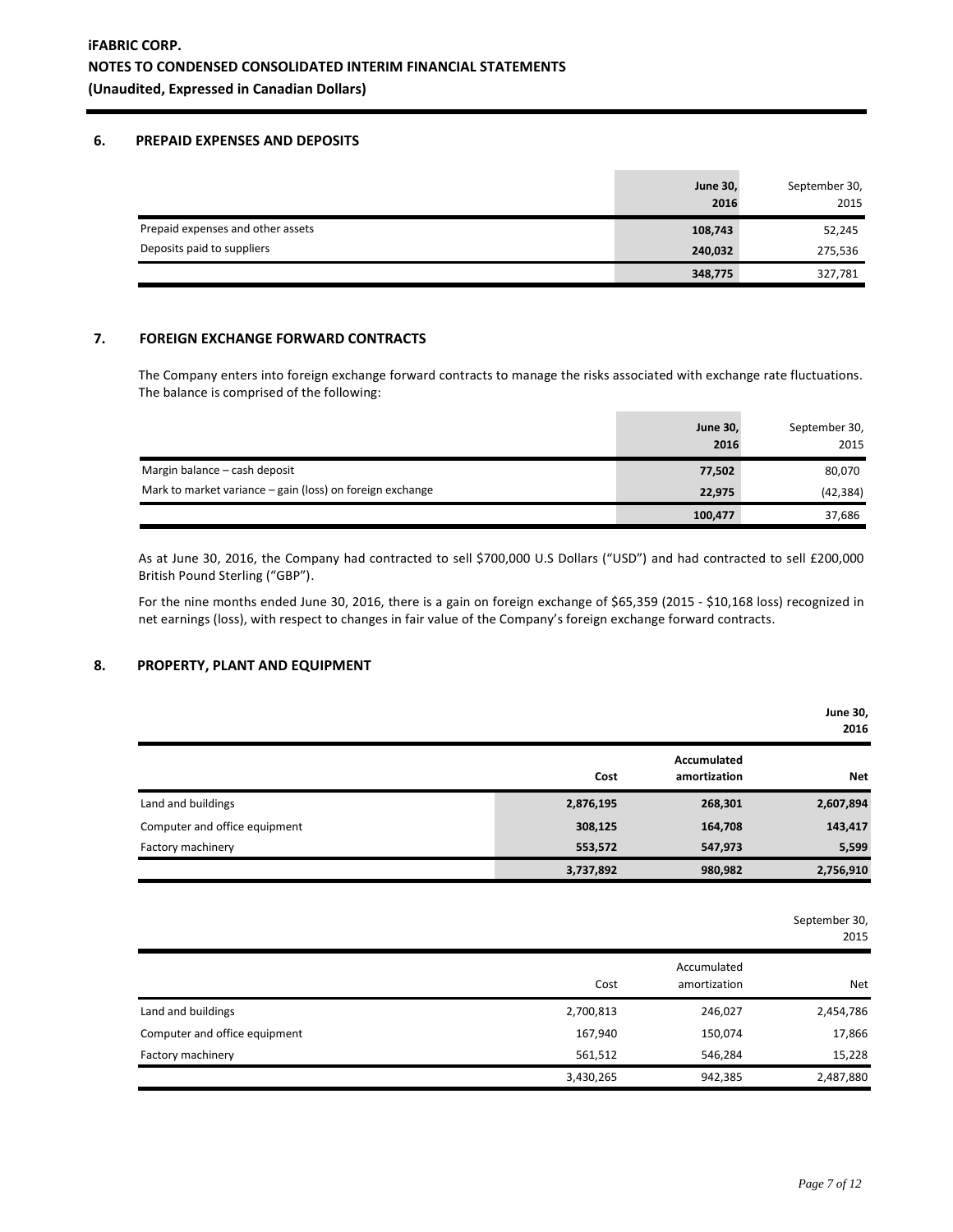## 6. PREPAID EXPENSES AND DEPOSITS

| | **June 30, 2016** | September 30, 2015 |
|---|---|---|
| Prepaid expenses and other assets | **108,743** | 52,245 |
| Deposits paid to suppliers | **240,032** | 275,536 |
| | **348,775** | 327,781 |

## 7. FOREIGN EXCHANGE FORWARD CONTRACTS

The Company enters into foreign exchange forward contracts to manage the risks associated with exchange rate fluctuations. The balance is comprised of the following:

| | **June 30, 2016** | September 30, 2015 |
|---|---|---|
| Margin balance – cash deposit | **77,502** | 80,070 |
| Mark to market variance – gain (loss) on foreign exchange | **22,975** | (42,384) |
| | **100,477** | 37,686 |

As at June 30, 2016, the Company had contracted to sell $700,000 U.S Dollars ("USD") and had contracted to sell £200,000 British Pound Sterling ("GBP").

For the nine months ended June 30, 2016, there is a gain on foreign exchange of $65,359 (2015 - $10,168 loss) recognized in net earnings (loss), with respect to changes in fair value of the Company's foreign exchange forward contracts.

## 8. PROPERTY, PLANT AND EQUIPMENT

**June 30, 2016**

| | **Cost** | **Accumulated amortization** | **Net** |
|---|---|---|---|
| Land and buildings | **2,876,195** | **268,301** | **2,607,894** |
| Computer and office equipment | **308,125** | **164,708** | **143,417** |
| Factory machinery | **553,572** | **547,973** | **5,599** |
| | **3,737,892** | **980,982** | **2,756,910** |

September 30, 2015

| | Cost | Accumulated amortization | Net |
|---|---|---|---|
| Land and buildings | 2,700,813 | 246,027 | 2,454,786 |
| Computer and office equipment | 167,940 | 150,074 | 17,866 |
| Factory machinery | 561,512 | 546,284 | 15,228 |
| | 3,430,265 | 942,385 | 2,487,880 |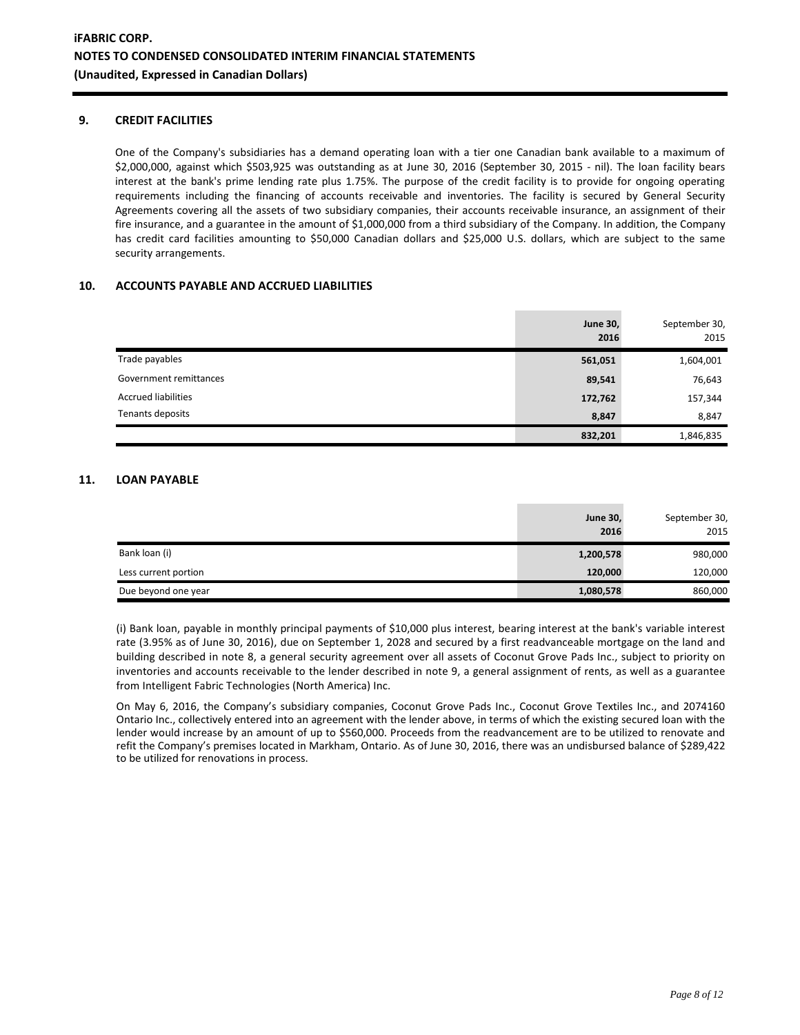## 9. CREDIT FACILITIES

One of the Company's subsidiaries has a demand operating loan with a tier one Canadian bank available to a maximum of $2,000,000, against which $503,925 was outstanding as at June 30, 2016 (September 30, 2015 - nil). The loan facility bears interest at the bank's prime lending rate plus 1.75%. The purpose of the credit facility is to provide for ongoing operating requirements including the financing of accounts receivable and inventories. The facility is secured by General Security Agreements covering all the assets of two subsidiary companies, their accounts receivable insurance, an assignment of their fire insurance, and a guarantee in the amount of $1,000,000 from a third subsidiary of the Company. In addition, the Company has credit card facilities amounting to $50,000 Canadian dollars and $25,000 U.S. dollars, which are subject to the same security arrangements.

## 10. ACCOUNTS PAYABLE AND ACCRUED LIABILITIES

| | **June 30, 2016** | September 30, 2015 |
|---|---|---|
| Trade payables | **561,051** | 1,604,001 |
| Government remittances | **89,541** | 76,643 |
| Accrued liabilities | **172,762** | 157,344 |
| Tenants deposits | **8,847** | 8,847 |
| | **832,201** | 1,846,835 |

## 11. LOAN PAYABLE

| | **June 30, 2016** | September 30, 2015 |
|---|---|---|
| Bank loan (i) | **1,200,578** | 980,000 |
| Less current portion | **120,000** | 120,000 |
| Due beyond one year | **1,080,578** | 860,000 |

(i) Bank loan, payable in monthly principal payments of $10,000 plus interest, bearing interest at the bank's variable interest rate (3.95% as of June 30, 2016), due on September 1, 2028 and secured by a first readvanceable mortgage on the land and building described in note 8, a general security agreement over all assets of Coconut Grove Pads Inc., subject to priority on inventories and accounts receivable to the lender described in note 9, a general assignment of rents, as well as a guarantee from Intelligent Fabric Technologies (North America) Inc.

On May 6, 2016, the Company's subsidiary companies, Coconut Grove Pads Inc., Coconut Grove Textiles Inc., and 2074160 Ontario Inc., collectively entered into an agreement with the lender above, in terms of which the existing secured loan with the lender would increase by an amount of up to $560,000. Proceeds from the readvancement are to be utilized to renovate and refit the Company's premises located in Markham, Ontario. As of June 30, 2016, there was an undisbursed balance of $289,422 to be utilized for renovations in process.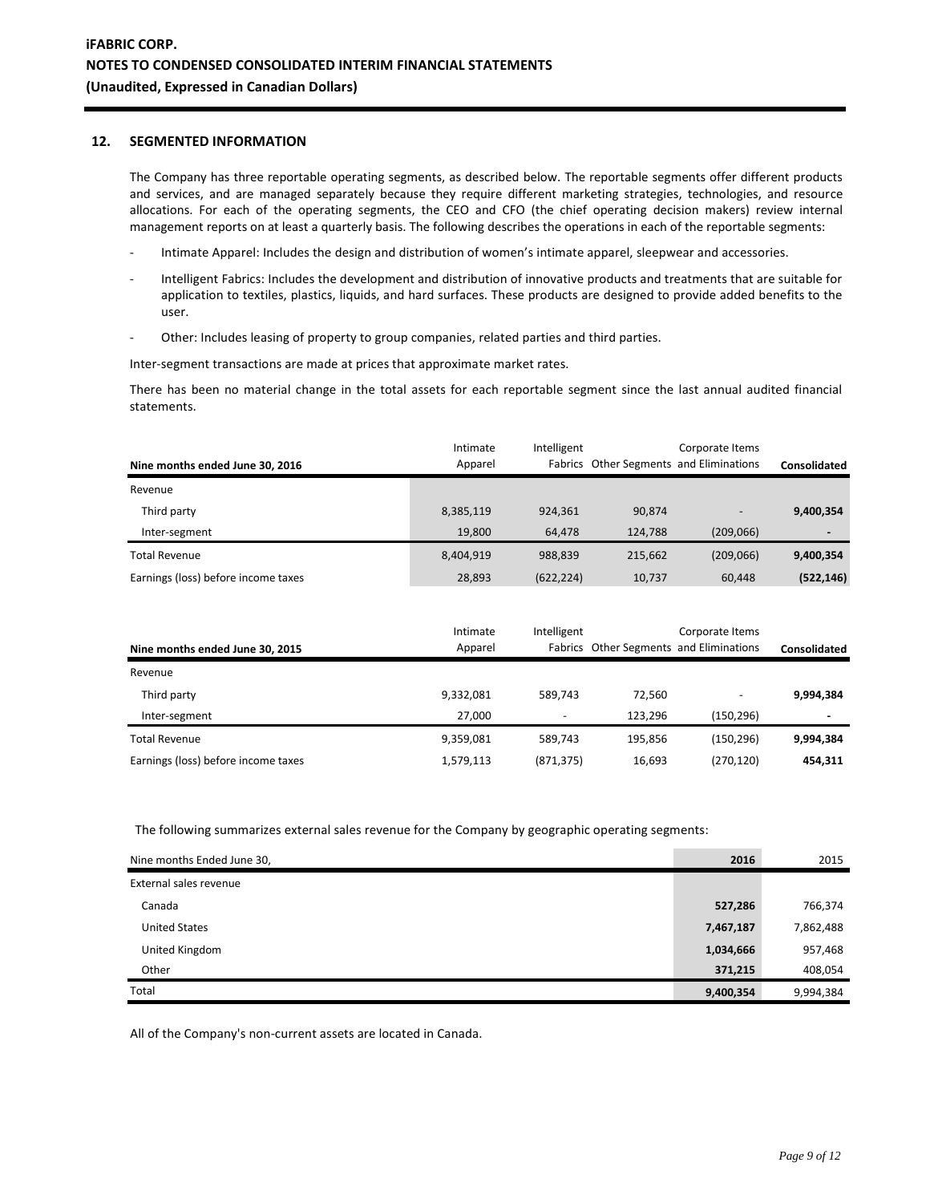## 12. SEGMENTED INFORMATION

The Company has three reportable operating segments, as described below. The reportable segments offer different products and services, and are managed separately because they require different marketing strategies, technologies, and resource allocations. For each of the operating segments, the CEO and CFO (the chief operating decision makers) review internal management reports on at least a quarterly basis. The following describes the operations in each of the reportable segments:

- Intimate Apparel: Includes the design and distribution of women's intimate apparel, sleepwear and accessories.
- Intelligent Fabrics: Includes the development and distribution of innovative products and treatments that are suitable for application to textiles, plastics, liquids, and hard surfaces. These products are designed to provide added benefits to the user.
- Other: Includes leasing of property to group companies, related parties and third parties.

Inter-segment transactions are made at prices that approximate market rates.

There has been no material change in the total assets for each reportable segment since the last annual audited financial statements.

| Nine months ended June 30, 2016 | Intimate Apparel | Intelligent Fabrics | Other Segments | Corporate Items and Eliminations | **Consolidated** |
|---|---|---|---|---|---|
| Revenue | | | | | |
| Third party | 8,385,119 | 924,361 | 90,874 | - | **9,400,354** |
| Inter-segment | 19,800 | 64,478 | 124,788 | (209,066) | **-** |
| Total Revenue | 8,404,919 | 988,839 | 215,662 | (209,066) | **9,400,354** |
| Earnings (loss) before income taxes | 28,893 | (622,224) | 10,737 | 60,448 | **(522,146)** |

| Nine months ended June 30, 2015 | Intimate Apparel | Intelligent Fabrics | Other Segments | Corporate Items and Eliminations | **Consolidated** |
|---|---|---|---|---|---|
| Revenue | | | | | |
| Third party | 9,332,081 | 589,743 | 72,560 | - | **9,994,384** |
| Inter-segment | 27,000 | - | 123,296 | (150,296) | **-** |
| Total Revenue | 9,359,081 | 589,743 | 195,856 | (150,296) | **9,994,384** |
| Earnings (loss) before income taxes | 1,579,113 | (871,375) | 16,693 | (270,120) | **454,311** |

The following summarizes external sales revenue for the Company by geographic operating segments:

| Nine months Ended June 30, | **2016** | 2015 |
|---|---|---|
| External sales revenue | | |
| Canada | **527,286** | 766,374 |
| United States | **7,467,187** | 7,862,488 |
| United Kingdom | **1,034,666** | 957,468 |
| Other | **371,215** | 408,054 |
| Total | **9,400,354** | 9,994,384 |

All of the Company's non-current assets are located in Canada.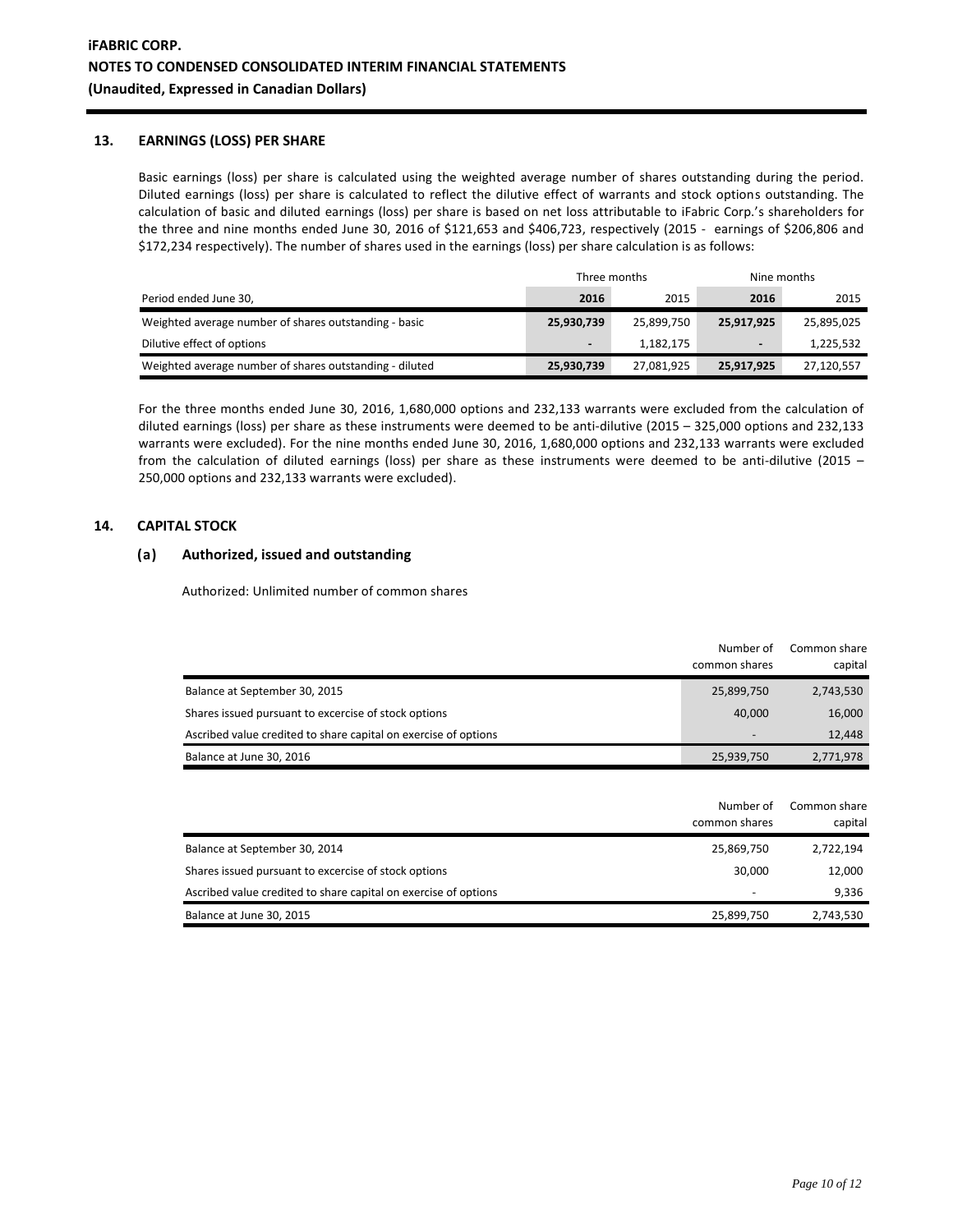## 13. EARNINGS (LOSS) PER SHARE

Basic earnings (loss) per share is calculated using the weighted average number of shares outstanding during the period. Diluted earnings (loss) per share is calculated to reflect the dilutive effect of warrants and stock options outstanding. The calculation of basic and diluted earnings (loss) per share is based on net loss attributable to iFabric Corp.'s shareholders for the three and nine months ended June 30, 2016 of $121,653 and $406,723, respectively (2015 - earnings of $206,806 and $172,234 respectively). The number of shares used in the earnings (loss) per share calculation is as follows:

| | Three months | | Nine months | |
|---|---|---|---|---|
| Period ended June 30, | **2016** | 2015 | **2016** | 2015 |
| Weighted average number of shares outstanding - basic | **25,930,739** | 25,899,750 | **25,917,925** | 25,895,025 |
| Dilutive effect of options | **-** | 1,182,175 | **-** | 1,225,532 |
| Weighted average number of shares outstanding - diluted | **25,930,739** | 27,081,925 | **25,917,925** | 27,120,557 |

For the three months ended June 30, 2016, 1,680,000 options and 232,133 warrants were excluded from the calculation of diluted earnings (loss) per share as these instruments were deemed to be anti-dilutive (2015 – 325,000 options and 232,133 warrants were excluded). For the nine months ended June 30, 2016, 1,680,000 options and 232,133 warrants were excluded from the calculation of diluted earnings (loss) per share as these instruments were deemed to be anti-dilutive (2015 – 250,000 options and 232,133 warrants were excluded).

## 14. CAPITAL STOCK

### (a) Authorized, issued and outstanding

Authorized: Unlimited number of common shares

| | Number of common shares | Common share capital |
|---|---|---|
| Balance at September 30, 2015 | 25,899,750 | 2,743,530 |
| Shares issued pursuant to excercise of stock options | 40,000 | 16,000 |
| Ascribed value credited to share capital on exercise of options | - | 12,448 |
| Balance at June 30, 2016 | 25,939,750 | 2,771,978 |

| | Number of common shares | Common share capital |
|---|---|---|
| Balance at September 30, 2014 | 25,869,750 | 2,722,194 |
| Shares issued pursuant to excercise of stock options | 30,000 | 12,000 |
| Ascribed value credited to share capital on exercise of options | - | 9,336 |
| Balance at June 30, 2015 | 25,899,750 | 2,743,530 |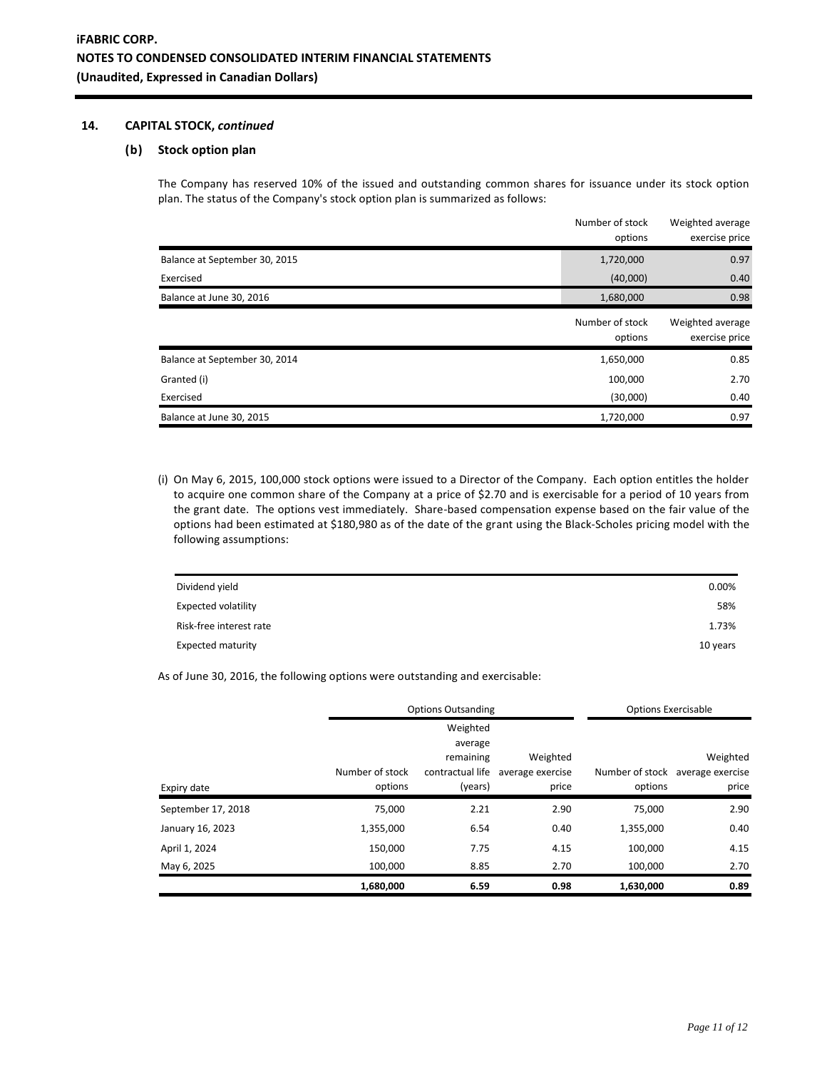## 14. CAPITAL STOCK, *continued*

### (b) Stock option plan

The Company has reserved 10% of the issued and outstanding common shares for issuance under its stock option plan. The status of the Company's stock option plan is summarized as follows:

| | Number of stock options | Weighted average exercise price |
|---|---|---|
| Balance at September 30, 2015 | 1,720,000 | 0.97 |
| Exercised | (40,000) | 0.40 |
| Balance at June 30, 2016 | 1,680,000 | 0.98 |

| | Number of stock options | Weighted average exercise price |
|---|---|---|
| Balance at September 30, 2014 | 1,650,000 | 0.85 |
| Granted (i) | 100,000 | 2.70 |
| Exercised | (30,000) | 0.40 |
| Balance at June 30, 2015 | 1,720,000 | 0.97 |

(i) On May 6, 2015, 100,000 stock options were issued to a Director of the Company. Each option entitles the holder to acquire one common share of the Company at a price of $2.70 and is exercisable for a period of 10 years from the grant date. The options vest immediately. Share-based compensation expense based on the fair value of the options had been estimated at $180,980 as of the date of the grant using the Black-Scholes pricing model with the following assumptions:

| | |
|---|---|
| Dividend yield | 0.00% |
| Expected volatility | 58% |
| Risk-free interest rate | 1.73% |
| Expected maturity | 10 years |

As of June 30, 2016, the following options were outstanding and exercisable:

| | Options Outsanding | | | Options Exercisable | |
|---|---|---|---|---|---|
| Expiry date | Number of stock options | Weighted average remaining contractual life (years) | Weighted average exercise price | Number of stock options | Weighted average exercise price |
| September 17, 2018 | 75,000 | 2.21 | 2.90 | 75,000 | 2.90 |
| January 16, 2023 | 1,355,000 | 6.54 | 0.40 | 1,355,000 | 0.40 |
| April 1, 2024 | 150,000 | 7.75 | 4.15 | 100,000 | 4.15 |
| May 6, 2025 | 100,000 | 8.85 | 2.70 | 100,000 | 2.70 |
| | **1,680,000** | **6.59** | **0.98** | **1,630,000** | **0.89** |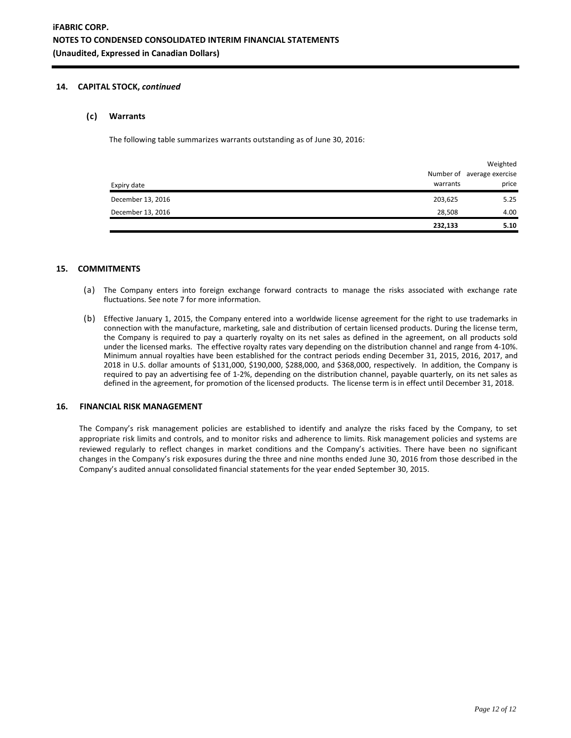### 14. CAPITAL STOCK, *continued*

#### (c) Warrants

The following table summarizes warrants outstanding as of June 30, 2016:

| Expiry date | Number of warrants | Weighted average exercise price |
|---|---|---|
| December 13, 2016 | 203,625 | 5.25 |
| December 13, 2016 | 28,508 | 4.00 |
| | **232,133** | **5.10** |

### 15. COMMITMENTS

(a) The Company enters into foreign exchange forward contracts to manage the risks associated with exchange rate fluctuations. See note 7 for more information.

(b) Effective January 1, 2015, the Company entered into a worldwide license agreement for the right to use trademarks in connection with the manufacture, marketing, sale and distribution of certain licensed products. During the license term, the Company is required to pay a quarterly royalty on its net sales as defined in the agreement, on all products sold under the licensed marks. The effective royalty rates vary depending on the distribution channel and range from 4-10%. Minimum annual royalties have been established for the contract periods ending December 31, 2015, 2016, 2017, and 2018 in U.S. dollar amounts of $131,000, $190,000, $288,000, and $368,000, respectively. In addition, the Company is required to pay an advertising fee of 1-2%, depending on the distribution channel, payable quarterly, on its net sales as defined in the agreement, for promotion of the licensed products. The license term is in effect until December 31, 2018.

### 16. FINANCIAL RISK MANAGEMENT

The Company's risk management policies are established to identify and analyze the risks faced by the Company, to set appropriate risk limits and controls, and to monitor risks and adherence to limits. Risk management policies and systems are reviewed regularly to reflect changes in market conditions and the Company's activities. There have been no significant changes in the Company's risk exposures during the three and nine months ended June 30, 2016 from those described in the Company's audited annual consolidated financial statements for the year ended September 30, 2015.